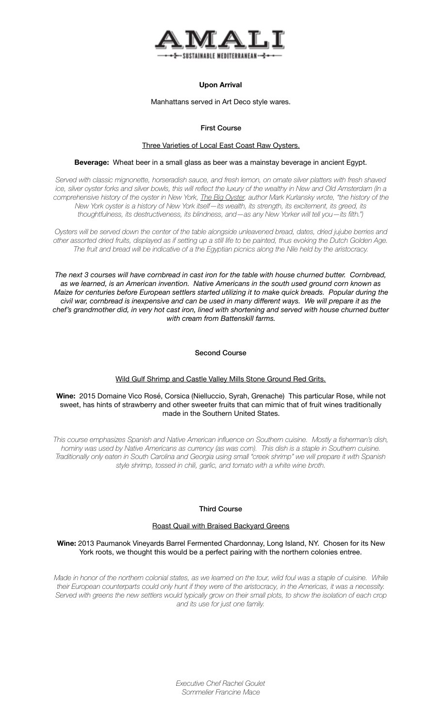# AMALI

SUSTAINABLE MEDITERRANEAN

**Upon Arrival**

Manhattans served in Art Deco style wares.

**First Course**

Three Varieties of Local East Coast Raw Oysters.

**Beverage:** Wheat beer in a small glass as beer was a mainstay beverage in ancient Egypt.

*Served with classic mignonette, horseradish sauce, and fresh lemon, on ornate silver platters with fresh shaved ice, silver oyster forks and silver bowls, this will reflect the luxury of the wealthy in New and Old Amsterdam (In a comprehensive history of the oyster in New York, The Big Oyster, author Mark Kurlansky wrote, "the history of the New York oyster is a history of New York itself—its wealth, its strength, its excitement, its greed, its thoughtfulness, its destructiveness, its blindness, and—as any New Yorker will tell you—its filth.")*

*Oysters will be served down the center of the table alongside unleavened bread, dates, dried jujube berries and other assorted dried fruits, displayed as if setting up a still life to be painted, thus evoking the Dutch Golden Age. The fruit and bread will be indicative of a the Egyptian picnics along the Nile held by the aristocracy.*

***The next 3 courses will have cornbread in cast iron for the table with house churned butter. Cornbread, as we learned, is an American invention. Native Americans in the south used ground corn known as Maize for centuries before European settlers started utilizing it to make quick breads. Popular during the civil war, cornbread is inexpensive and can be used in many different ways. We will prepare it as the chef's grandmother did, in very hot cast iron, lined with shortening and served with house churned butter with cream from Battenskill farms.***

**Second Course**

Wild Gulf Shrimp and Castle Valley Mills Stone Ground Red Grits.

**Wine:** 2015 Domaine Vico Rosé, Corsica (Nielluccio, Syrah, Grenache) This particular Rose, while not sweet, has hints of strawberry and other sweeter fruits that can mimic that of fruit wines traditionally made in the Southern United States.

*This course emphasizes Spanish and Native American influence on Southern cuisine. Mostly a fisherman's dish, hominy was used by Native Americans as currency (as was corn). This dish is a staple in Southern cuisine. Traditionally only eaten in South Carolina and Georgia using small "creek shrimp" we will prepare it with Spanish style shrimp, tossed in chili, garlic, and tomato with a white wine broth.*

**Third Course**

Roast Quail with Braised Backyard Greens

**Wine:** 2013 Paumanok Vineyards Barrel Fermented Chardonnay, Long Island, NY. Chosen for its New York roots, we thought this would be a perfect pairing with the northern colonies entree.

*Made in honor of the northern colonial states, as we learned on the tour, wild foul was a staple of cuisine. While their European counterparts could only hunt if they were of the aristocracy, in the Americas, it was a necessity. Served with greens the new settlers would typically grow on their small plots, to show the isolation of each crop and its use for just one family.*

*Executive Chef Rachel Goulet*
*Sommelier Francine Mace*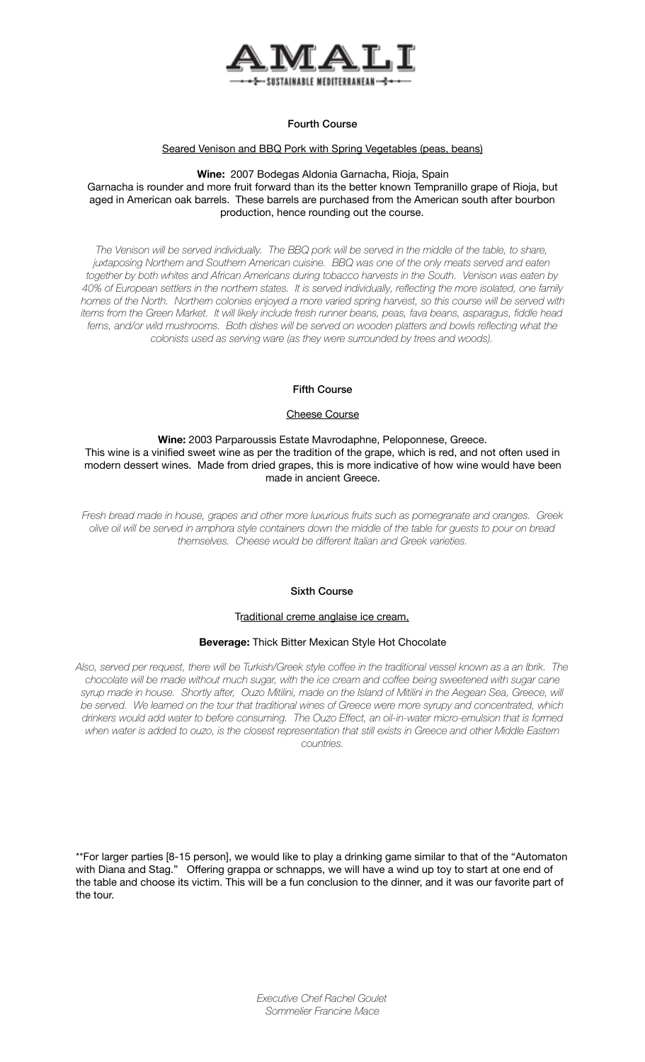# AMALI

SUSTAINABLE MEDITERRANEAN

**Fourth Course**

Seared Venison and BBQ Pork with Spring Vegetables (peas, beans)

**Wine:** 2007 Bodegas Aldonia Garnacha, Rioja, Spain

Garnacha is rounder and more fruit forward than its the better known Tempranillo grape of Rioja, but aged in American oak barrels. These barrels are purchased from the American south after bourbon production, hence rounding out the course.

*The Venison will be served individually. The BBQ pork will be served in the middle of the table, to share, juxtaposing Northern and Southern American cuisine. BBQ was one of the only meats served and eaten together by both whites and African Americans during tobacco harvests in the South. Venison was eaten by 40% of European settlers in the northern states. It is served individually, reflecting the more isolated, one family homes of the North. Northern colonies enjoyed a more varied spring harvest, so this course will be served with items from the Green Market. It will likely include fresh runner beans, peas, fava beans, asparagus, fiddle head ferns, and/or wild mushrooms. Both dishes will be served on wooden platters and bowls reflecting what the colonists used as serving ware (as they were surrounded by trees and woods).*

**Fifth Course**

Cheese Course

**Wine:** 2003 Parparoussis Estate Mavrodaphne, Peloponnese, Greece.

This wine is a vinified sweet wine as per the tradition of the grape, which is red, and not often used in modern dessert wines. Made from dried grapes, this is more indicative of how wine would have been made in ancient Greece.

*Fresh bread made in house, grapes and other more luxurious fruits such as pomegranate and oranges. Greek olive oil will be served in amphora style containers down the middle of the table for guests to pour on bread themselves. Cheese would be different Italian and Greek varieties.*

**Sixth Course**

Traditional creme anglaise ice cream,

**Beverage:** Thick Bitter Mexican Style Hot Chocolate

*Also, served per request, there will be Turkish/Greek style coffee in the traditional vessel known as a an Ibrik. The chocolate will be made without much sugar, with the ice cream and coffee being sweetened with sugar cane syrup made in house. Shortly after, Ouzo Mitilini, made on the Island of Mitilini in the Aegean Sea, Greece, will be served. We learned on the tour that traditional wines of Greece were more syrupy and concentrated, which drinkers would add water to before consuming. The Ouzo Effect, an oil-in-water micro-emulsion that is formed when water is added to ouzo, is the closest representation that still exists in Greece and other Middle Eastern countries.*

**For larger parties [8-15 person], we would like to play a drinking game similar to that of the "Automaton with Diana and Stag." Offering grappa or schnapps, we will have a wind up toy to start at one end of the table and choose its victim. This will be a fun conclusion to the dinner, and it was our favorite part of the tour.

*Executive Chef Rachel Goulet*
*Sommelier Francine Mace*